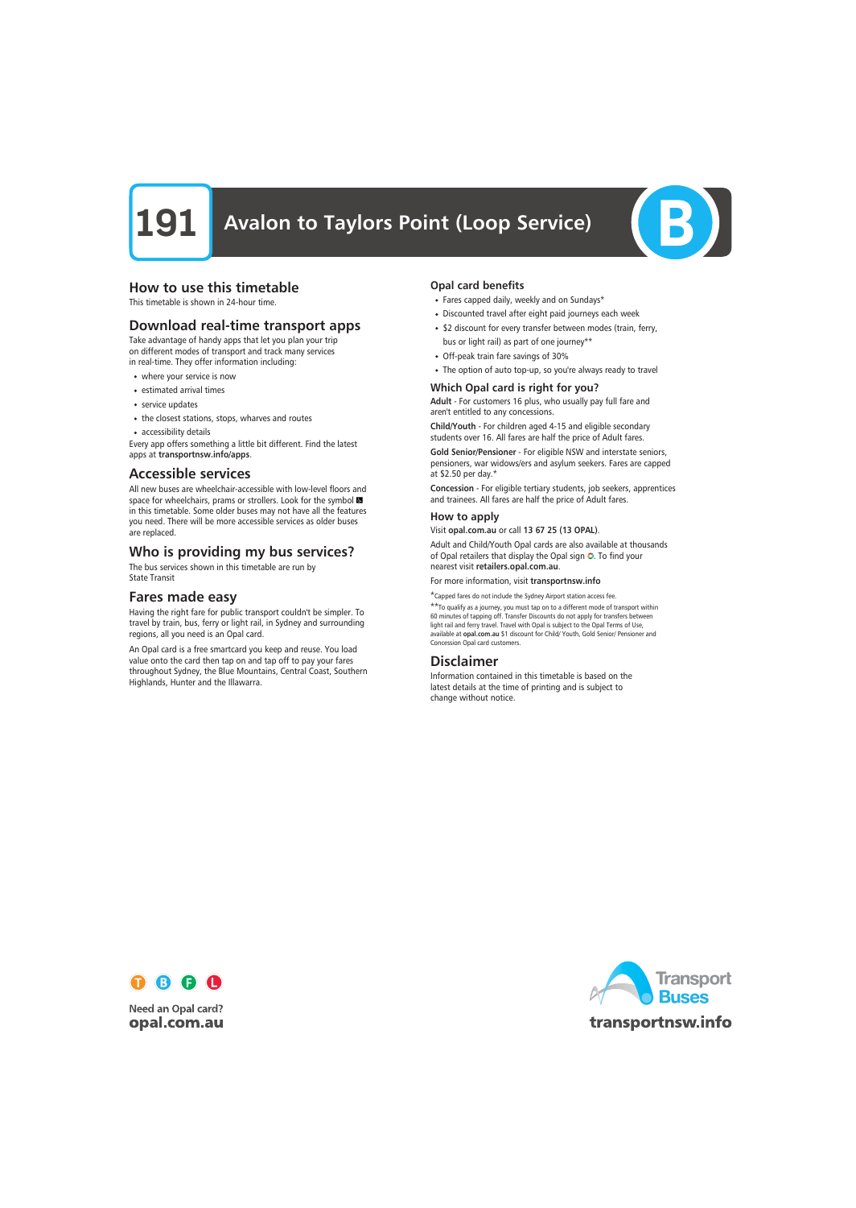# 191 Avalon to Taylors Point (Loop Service)

## How to use this timetable

This timetable is shown in 24-hour time.

## Download real-time transport apps

Take advantage of handy apps that let you plan your trip on different modes of transport and track many services in real-time. They offer information including:

- where your service is now
- estimated arrival times
- service updates
- the closest stations, stops, wharves and routes
- accessibility details

Every app offers something a little bit different. Find the latest apps at **transportnsw.info/apps**.

## Accessible services

All new buses are wheelchair-accessible with low-level floors and space for wheelchairs, prams or strollers. Look for the symbol in this timetable. Some older buses may not have all the features you need. There will be more accessible services as older buses are replaced.

## Who is providing my bus services?

The bus services shown in this timetable are run by State Transit

## Fares made easy

Having the right fare for public transport couldn't be simpler. To travel by train, bus, ferry or light rail, in Sydney and surrounding regions, all you need is an Opal card.

An Opal card is a free smartcard you keep and reuse. You load value onto the card then tap on and tap off to pay your fares throughout Sydney, the Blue Mountains, Central Coast, Southern Highlands, Hunter and the Illawarra.

### Opal card benefits

- Fares capped daily, weekly and on Sundays*
- Discounted travel after eight paid journeys each week
- $2 discount for every transfer between modes (train, ferry, bus or light rail) as part of one journey**
- Off-peak train fare savings of 30%
- The option of auto top-up, so you're always ready to travel

### Which Opal card is right for you?

**Adult** - For customers 16 plus, who usually pay full fare and aren't entitled to any concessions.

**Child/Youth** - For children aged 4-15 and eligible secondary students over 16. All fares are half the price of Adult fares.

**Gold Senior/Pensioner** - For eligible NSW and interstate seniors, pensioners, war widows/ers and asylum seekers. Fares are capped at $2.50 per day.*

**Concession** - For eligible tertiary students, job seekers, apprentices and trainees. All fares are half the price of Adult fares.

### How to apply

Visit **opal.com.au** or call **13 67 25 (13 OPAL)**.

Adult and Child/Youth Opal cards are also available at thousands of Opal retailers that display the Opal sign. To find your nearest visit **retailers.opal.com.au**.

For more information, visit **transportnsw.info**

*Capped fares do not include the Sydney Airport station access fee.

**To qualify as a journey, you must tap on to a different mode of transport within 60 minutes of tapping off. Transfer Discounts do not apply for transfers between light rail and ferry travel. Travel with Opal is subject to the Opal Terms of Use, available at **opal.com.au** $1 discount for Child/ Youth, Gold Senior/ Pensioner and Concession Opal card customers.

## Disclaimer

Information contained in this timetable is based on the latest details at the time of printing and is subject to change without notice.

Need an Opal card?
**opal.com.au**

Transport Buses
**transportnsw.info**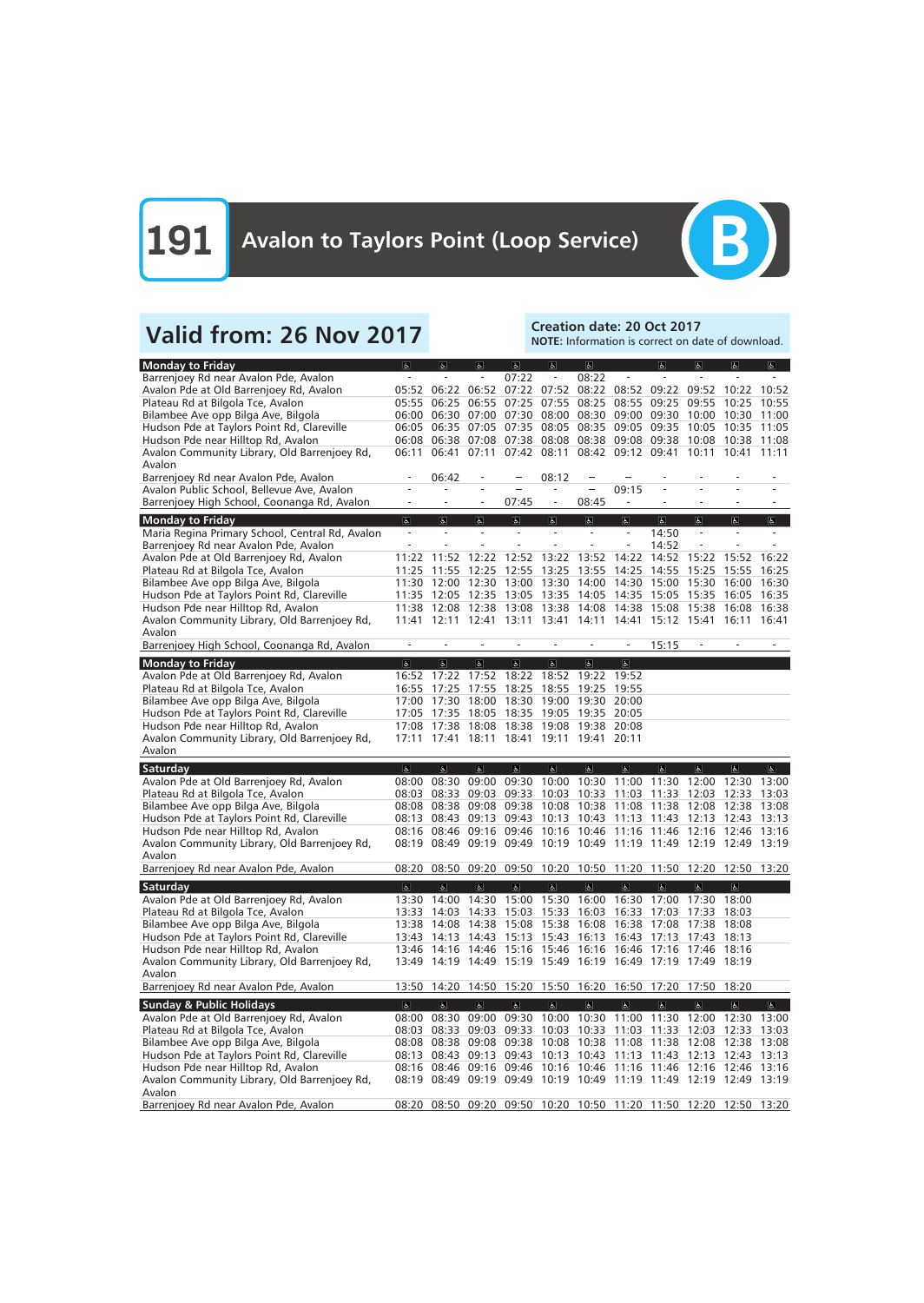# 191 Avalon to Taylors Point (Loop Service)

**B**

## Valid from: 26 Nov 2017

**Creation date: 20 Oct 2017**
**NOTE:** Information is correct on date of download.

| Monday to Friday | ♿ | ♿ | ♿ | ♿ | ♿ | ♿ | | ♿ | ♿ | ♿ | ♿ |
|---|---|---|---|---|---|---|---|---|---|---|---|
| Barrenjoey Rd near Avalon Pde, Avalon | - | - | - | 07:22 | - | 08:22 | - | - | - | - | - |
| Avalon Pde at Old Barrenjoey Rd, Avalon | 05:52 | 06:22 | 06:52 | 07:22 | 07:52 | 08:22 | 08:52 | 09:22 | 09:52 | 10:22 | 10:52 |
| Plateau Rd at Bilgola Tce, Avalon | 05:55 | 06:25 | 06:55 | 07:25 | 07:55 | 08:25 | 08:55 | 09:25 | 09:55 | 10:25 | 10:55 |
| Bilambee Ave opp Bilga Ave, Bilgola | 06:00 | 06:30 | 07:00 | 07:30 | 08:00 | 08:30 | 09:00 | 09:30 | 10:00 | 10:30 | 11:00 |
| Hudson Pde at Taylors Point Rd, Clareville | 06:05 | 06:35 | 07:05 | 07:35 | 08:05 | 08:35 | 09:05 | 09:35 | 10:05 | 10:35 | 11:05 |
| Hudson Pde near Hilltop Rd, Avalon | 06:08 | 06:38 | 07:08 | 07:38 | 08:08 | 08:38 | 09:08 | 09:38 | 10:08 | 10:38 | 11:08 |
| Avalon Community Library, Old Barrenjoey Rd, Avalon | 06:11 | 06:41 | 07:11 | 07:42 | 08:11 | 08:42 | 09:12 | 09:41 | 10:11 | 10:41 | 11:11 |
| Barrenjoey Rd near Avalon Pde, Avalon | - | 06:42 | - | – | 08:12 | – | – | - | - | - | - |
| Avalon Public School, Bellevue Ave, Avalon | - | - | - | – | - | – | 09:15 | - | - | - | - |
| Barrenjoey High School, Coonanga Rd, Avalon | - | - | - | 07:45 | - | 08:45 | - | - | - | - | - |

| Monday to Friday | ♿ | ♿ | ♿ | ♿ | ♿ | ♿ | ♿ | ♿ | ♿ | ♿ | ♿ |
|---|---|---|---|---|---|---|---|---|---|---|---|
| Maria Regina Primary School, Central Rd, Avalon | - | - | - | - | - | - | - | - | 14:50 | - | - |
| Barrenjoey Rd near Avalon Pde, Avalon | - | - | - | - | - | - | - | - | 14:52 | - | - |
| Avalon Pde at Old Barrenjoey Rd, Avalon | 11:22 | 11:52 | 12:22 | 12:52 | 13:22 | 13:52 | 14:22 | 14:52 | 15:22 | 15:52 | 16:22 |
| Plateau Rd at Bilgola Tce, Avalon | 11:25 | 11:55 | 12:25 | 12:55 | 13:25 | 13:55 | 14:25 | 14:55 | 15:25 | 15:55 | 16:25 |
| Bilambee Ave opp Bilga Ave, Bilgola | 11:30 | 12:00 | 12:30 | 13:00 | 13:30 | 14:00 | 14:30 | 15:00 | 15:30 | 16:00 | 16:30 |
| Hudson Pde at Taylors Point Rd, Clareville | 11:35 | 12:05 | 12:35 | 13:05 | 13:35 | 14:05 | 14:35 | 15:05 | 15:35 | 16:05 | 16:35 |
| Hudson Pde near Hilltop Rd, Avalon | 11:38 | 12:08 | 12:38 | 13:08 | 13:38 | 14:08 | 14:38 | 15:08 | 15:38 | 16:08 | 16:38 |
| Avalon Community Library, Old Barrenjoey Rd, Avalon | 11:41 | 12:11 | 12:41 | 13:11 | 13:41 | 14:11 | 14:41 | 15:12 | 15:41 | 16:11 | 16:41 |
| Barrenjoey High School, Coonanga Rd, Avalon | - | - | - | - | - | - | - | 15:15 | - | - | - |

| Monday to Friday | ♿ | ♿ | ♿ | ♿ | ♿ | ♿ | ♿ |
|---|---|---|---|---|---|---|---|
| Avalon Pde at Old Barrenjoey Rd, Avalon | 16:52 | 17:22 | 17:52 | 18:22 | 18:52 | 19:22 | 19:52 |
| Plateau Rd at Bilgola Tce, Avalon | 16:55 | 17:25 | 17:55 | 18:25 | 18:55 | 19:25 | 19:55 |
| Bilambee Ave opp Bilga Ave, Bilgola | 17:00 | 17:30 | 18:00 | 18:30 | 19:00 | 19:30 | 20:00 |
| Hudson Pde at Taylors Point Rd, Clareville | 17:05 | 17:35 | 18:05 | 18:35 | 19:05 | 19:35 | 20:05 |
| Hudson Pde near Hilltop Rd, Avalon | 17:08 | 17:38 | 18:08 | 18:38 | 19:08 | 19:38 | 20:08 |
| Avalon Community Library, Old Barrenjoey Rd, Avalon | 17:11 | 17:41 | 18:11 | 18:41 | 19:11 | 19:41 | 20:11 |

| Saturday | ♿ | ♿ | ♿ | ♿ | ♿ | ♿ | ♿ | ♿ | ♿ | ♿ | ♿ |
|---|---|---|---|---|---|---|---|---|---|---|---|
| Avalon Pde at Old Barrenjoey Rd, Avalon | 08:00 | 08:30 | 09:00 | 09:30 | 10:00 | 10:30 | 11:00 | 11:30 | 12:00 | 12:30 | 13:00 |
| Plateau Rd at Bilgola Tce, Avalon | 08:03 | 08:33 | 09:03 | 09:33 | 10:03 | 10:33 | 11:03 | 11:33 | 12:03 | 12:33 | 13:03 |
| Bilambee Ave opp Bilga Ave, Bilgola | 08:08 | 08:38 | 09:08 | 09:38 | 10:08 | 10:38 | 11:08 | 11:38 | 12:08 | 12:38 | 13:08 |
| Hudson Pde at Taylors Point Rd, Clareville | 08:13 | 08:43 | 09:13 | 09:43 | 10:13 | 10:43 | 11:13 | 11:43 | 12:13 | 12:43 | 13:13 |
| Hudson Pde near Hilltop Rd, Avalon | 08:16 | 08:46 | 09:16 | 09:46 | 10:16 | 10:46 | 11:16 | 11:46 | 12:16 | 12:46 | 13:16 |
| Avalon Community Library, Old Barrenjoey Rd, Avalon | 08:19 | 08:49 | 09:19 | 09:49 | 10:19 | 10:49 | 11:19 | 11:49 | 12:19 | 12:49 | 13:19 |
| Barrenjoey Rd near Avalon Pde, Avalon | 08:20 | 08:50 | 09:20 | 09:50 | 10:20 | 10:50 | 11:20 | 11:50 | 12:20 | 12:50 | 13:20 |

| Saturday | ♿ | ♿ | ♿ | ♿ | ♿ | ♿ | ♿ | ♿ | ♿ | ♿ |
|---|---|---|---|---|---|---|---|---|---|---|
| Avalon Pde at Old Barrenjoey Rd, Avalon | 13:30 | 14:00 | 14:30 | 15:00 | 15:30 | 16:00 | 16:30 | 17:00 | 17:30 | 18:00 |
| Plateau Rd at Bilgola Tce, Avalon | 13:33 | 14:03 | 14:33 | 15:03 | 15:33 | 16:03 | 16:33 | 17:03 | 17:33 | 18:03 |
| Bilambee Ave opp Bilga Ave, Bilgola | 13:38 | 14:08 | 14:38 | 15:08 | 15:38 | 16:08 | 16:38 | 17:08 | 17:38 | 18:08 |
| Hudson Pde at Taylors Point Rd, Clareville | 13:43 | 14:13 | 14:43 | 15:13 | 15:43 | 16:13 | 16:43 | 17:13 | 17:43 | 18:13 |
| Hudson Pde near Hilltop Rd, Avalon | 13:46 | 14:16 | 14:46 | 15:16 | 15:46 | 16:16 | 16:46 | 17:16 | 17:46 | 18:16 |
| Avalon Community Library, Old Barrenjoey Rd, Avalon | 13:49 | 14:19 | 14:49 | 15:19 | 15:49 | 16:19 | 16:49 | 17:19 | 17:49 | 18:19 |
| Barrenjoey Rd near Avalon Pde, Avalon | 13:50 | 14:20 | 14:50 | 15:20 | 15:50 | 16:20 | 16:50 | 17:20 | 17:50 | 18:20 |

| Sunday & Public Holidays | ♿ | ♿ | ♿ | ♿ | ♿ | ♿ | ♿ | ♿ | ♿ | ♿ | ♿ |
|---|---|---|---|---|---|---|---|---|---|---|---|
| Avalon Pde at Old Barrenjoey Rd, Avalon | 08:00 | 08:30 | 09:00 | 09:30 | 10:00 | 10:30 | 11:00 | 11:30 | 12:00 | 12:30 | 13:00 |
| Plateau Rd at Bilgola Tce, Avalon | 08:03 | 08:33 | 09:03 | 09:33 | 10:03 | 10:33 | 11:03 | 11:33 | 12:03 | 12:33 | 13:03 |
| Bilambee Ave opp Bilga Ave, Bilgola | 08:08 | 08:38 | 09:08 | 09:38 | 10:08 | 10:38 | 11:08 | 11:38 | 12:08 | 12:38 | 13:08 |
| Hudson Pde at Taylors Point Rd, Clareville | 08:13 | 08:43 | 09:13 | 09:43 | 10:13 | 10:43 | 11:13 | 11:43 | 12:13 | 12:43 | 13:13 |
| Hudson Pde near Hilltop Rd, Avalon | 08:16 | 08:46 | 09:16 | 09:46 | 10:16 | 10:46 | 11:16 | 11:46 | 12:16 | 12:46 | 13:16 |
| Avalon Community Library, Old Barrenjoey Rd, Avalon | 08:19 | 08:49 | 09:19 | 09:49 | 10:19 | 10:49 | 11:19 | 11:49 | 12:19 | 12:49 | 13:19 |
| Barrenjoey Rd near Avalon Pde, Avalon | 08:20 | 08:50 | 09:20 | 09:50 | 10:20 | 10:50 | 11:20 | 11:50 | 12:20 | 12:50 | 13:20 |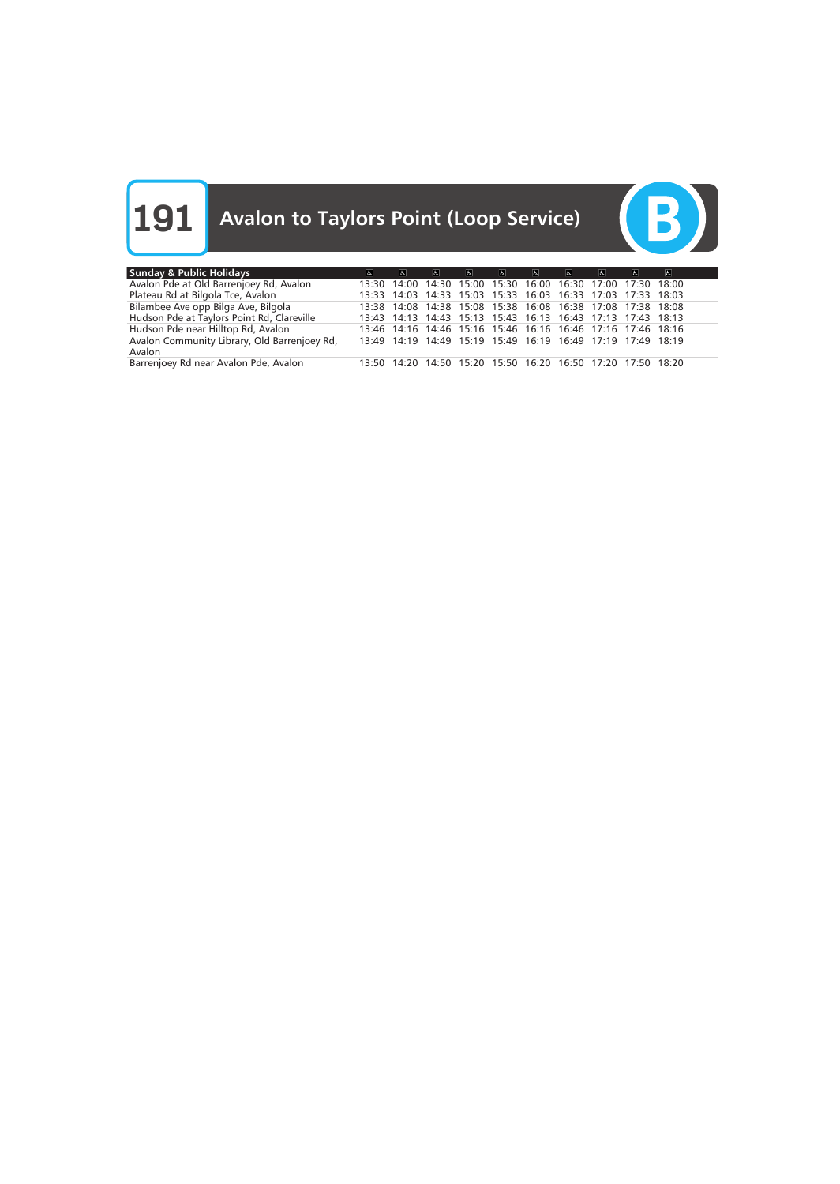# 191 Avalon to Taylors Point (Loop Service)

B

| Sunday & Public Holidays | ♿ | ♿ | ♿ | ♿ | ♿ | ♿ | ♿ | ♿ | ♿ | ♿ |
|---|---|---|---|---|---|---|---|---|---|---|
| Avalon Pde at Old Barrenjoey Rd, Avalon | 13:30 | 14:00 | 14:30 | 15:00 | 15:30 | 16:00 | 16:30 | 17:00 | 17:30 | 18:00 |
| Plateau Rd at Bilgola Tce, Avalon | 13:33 | 14:03 | 14:33 | 15:03 | 15:33 | 16:03 | 16:33 | 17:03 | 17:33 | 18:03 |
| Bilambee Ave opp Bilga Ave, Bilgola | 13:38 | 14:08 | 14:38 | 15:08 | 15:38 | 16:08 | 16:38 | 17:08 | 17:38 | 18:08 |
| Hudson Pde at Taylors Point Rd, Clareville | 13:43 | 14:13 | 14:43 | 15:13 | 15:43 | 16:13 | 16:43 | 17:13 | 17:43 | 18:13 |
| Hudson Pde near Hilltop Rd, Avalon | 13:46 | 14:16 | 14:46 | 15:16 | 15:46 | 16:16 | 16:46 | 17:16 | 17:46 | 18:16 |
| Avalon Community Library, Old Barrenjoey Rd, Avalon | 13:49 | 14:19 | 14:49 | 15:19 | 15:49 | 16:19 | 16:49 | 17:19 | 17:49 | 18:19 |
| Barrenjoey Rd near Avalon Pde, Avalon | 13:50 | 14:20 | 14:50 | 15:20 | 15:50 | 16:20 | 16:50 | 17:20 | 17:50 | 18:20 |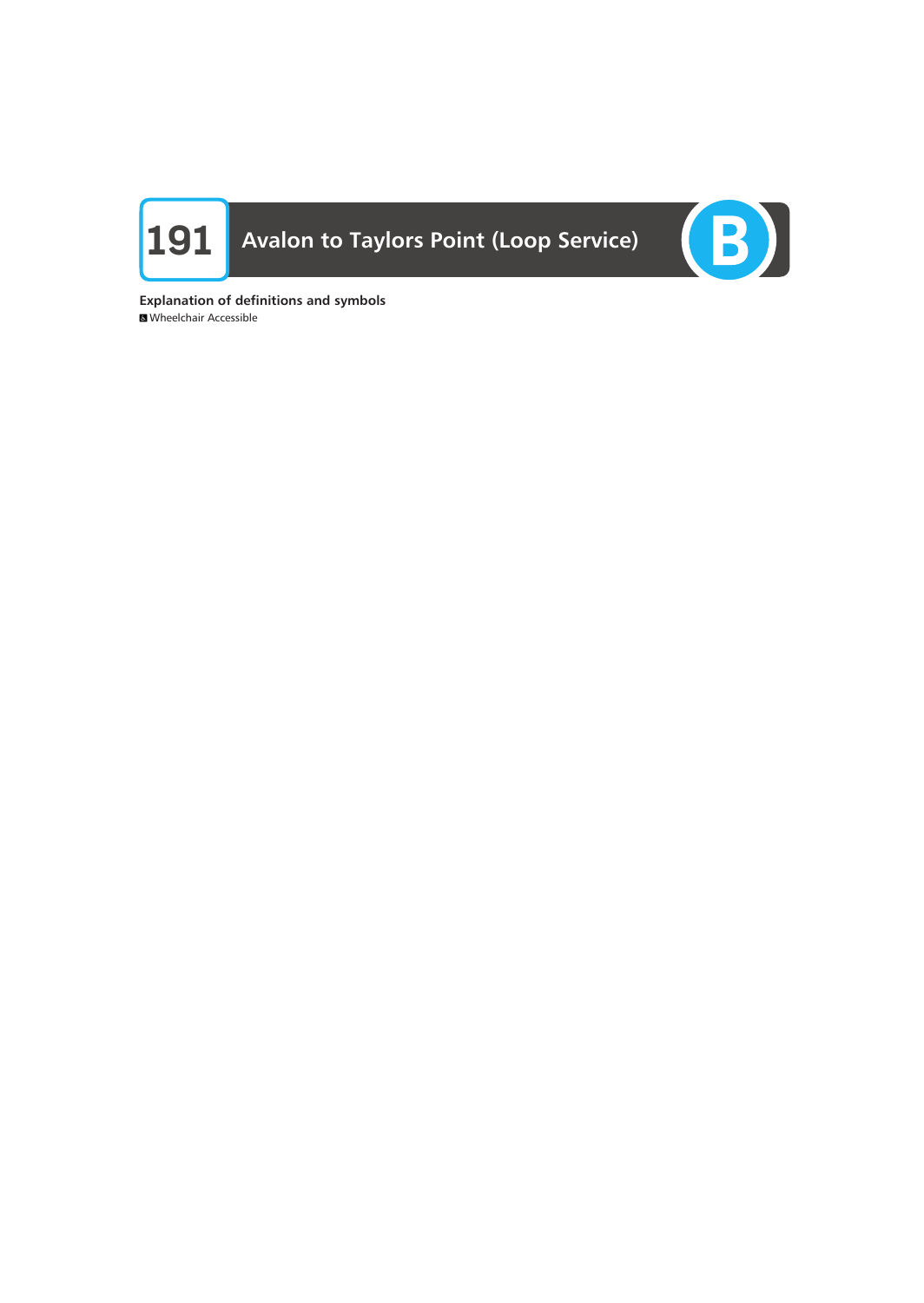# 191 Avalon to Taylors Point (Loop Service)

B

**Explanation of definitions and symbols**

♿ Wheelchair Accessible